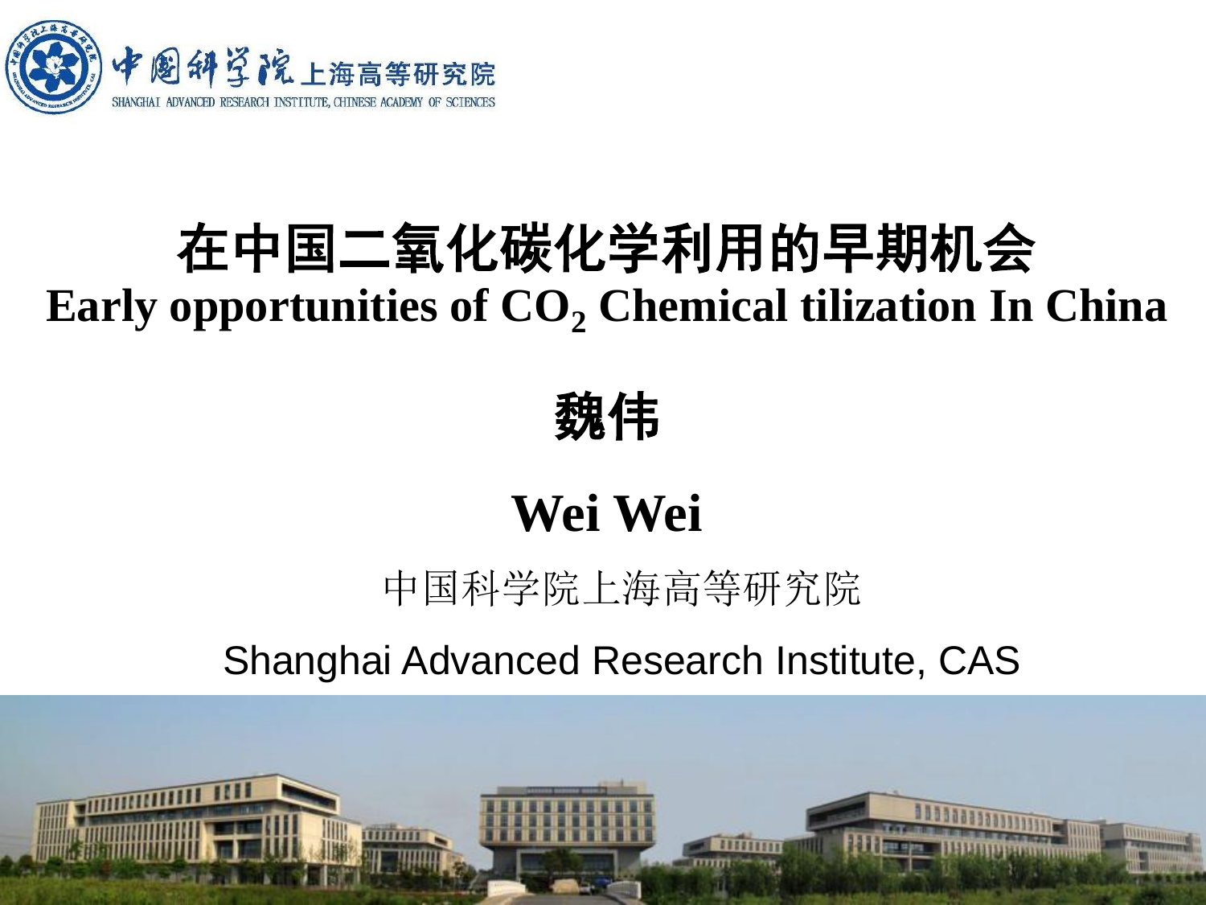# 在中国二氧化碳化学利用的早期机会

# Early opportunities of $CO_2$ Chemical tilization In China

## 魏伟

## Wei Wei

中国科学院上海高等研究院

Shanghai Advanced Research Institute, CAS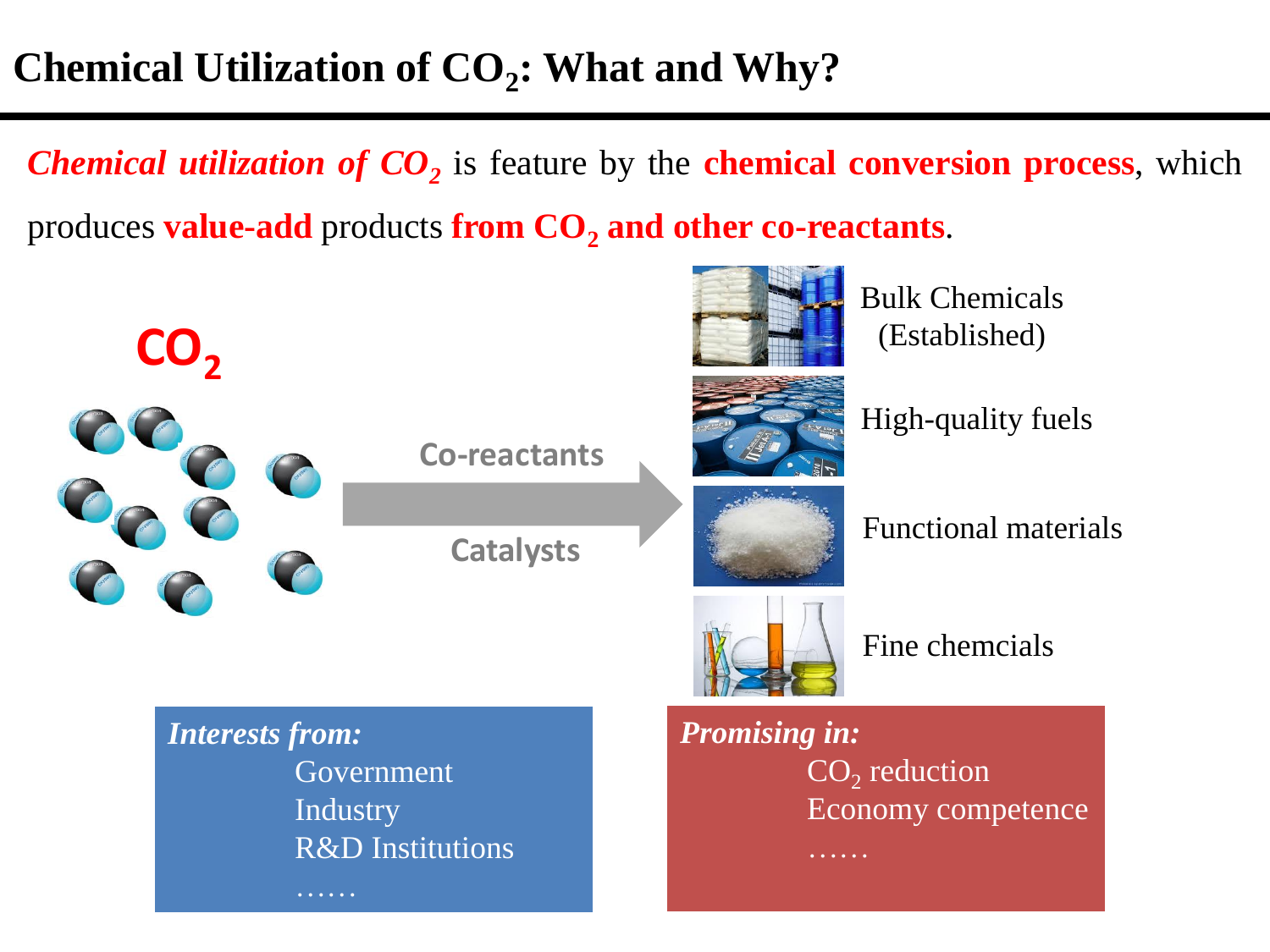# Chemical Utilization of $CO_2$: What and Why?

***Chemical utilization of $CO_2$*** is feature by the **chemical conversion process**, which produces **value-add** products **from $CO_2$ and other co-reactants**.

$CO_2$

Co-reactants

Catalysts

Bulk Chemicals (Established)

High-quality fuels

Functional materials

Fine chemcials

***Interests from:***

Government
Industry
R&D Institutions
……

***Promising in:***

$CO_2$ reduction
Economy competence
……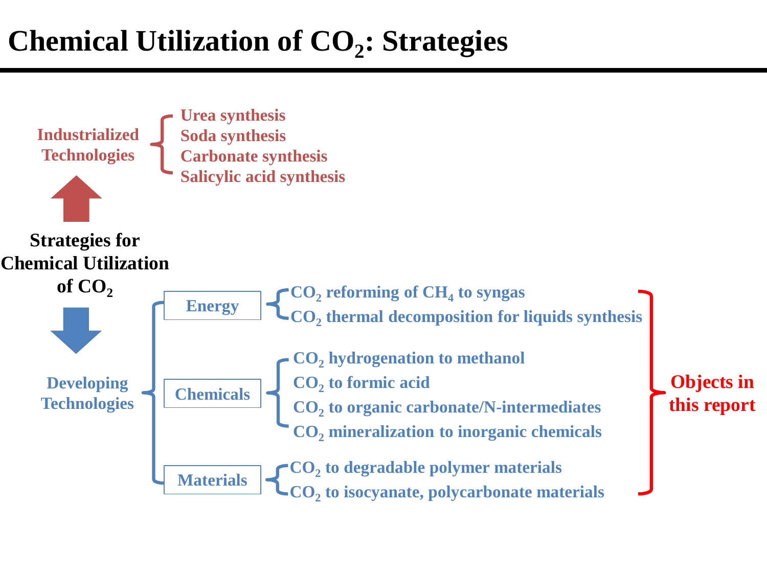# Chemical Utilization of $CO_2$: Strategies

**Strategies for Chemical Utilization of $CO_2$**

**Industrialized Technologies**

- Urea synthesis
- Soda synthesis
- Carbonate synthesis
- Salicylic acid synthesis

**Developing Technologies**

- **Energy**
  - $CO_2$ reforming of $CH_4$ to syngas
  - $CO_2$ thermal decomposition for liquids synthesis
- **Chemicals**
  - $CO_2$ hydrogenation to methanol
  - $CO_2$ to formic acid
  - $CO_2$ to organic carbonate/N-intermediates
  - $CO_2$ mineralization to inorganic chemicals
- **Materials**
  - $CO_2$ to degradable polymer materials
  - $CO_2$ to isocyanate, polycarbonate materials

**Objects in this report** (Developing Technologies: Energy, Chemicals, Materials)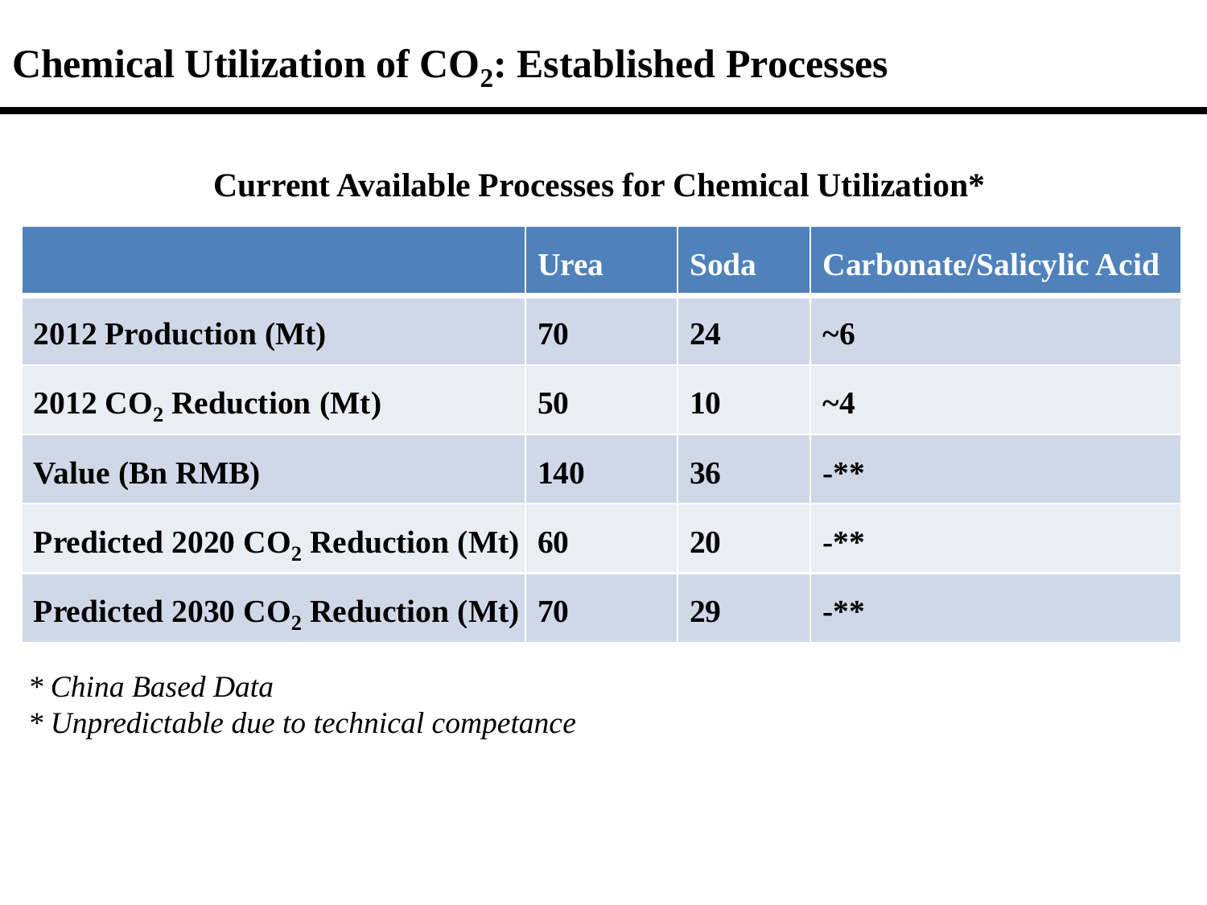# Chemical Utilization of $CO_2$: Established Processes

**Current Available Processes for Chemical Utilization***

| | Urea | Soda | Carbonate/Salicylic Acid |
|---|---|---|---|
| 2012 Production (Mt) | 70 | 24 | ~6 |
| 2012 $CO_2$ Reduction (Mt) | 50 | 10 | ~4 |
| Value (Bn RMB) | 140 | 36 | -** |
| Predicted 2020 $CO_2$ Reduction (Mt) | 60 | 20 | -** |
| Predicted 2030 $CO_2$ Reduction (Mt) | 70 | 29 | -** |

*\* China Based Data*

*\* Unpredictable due to technical competance*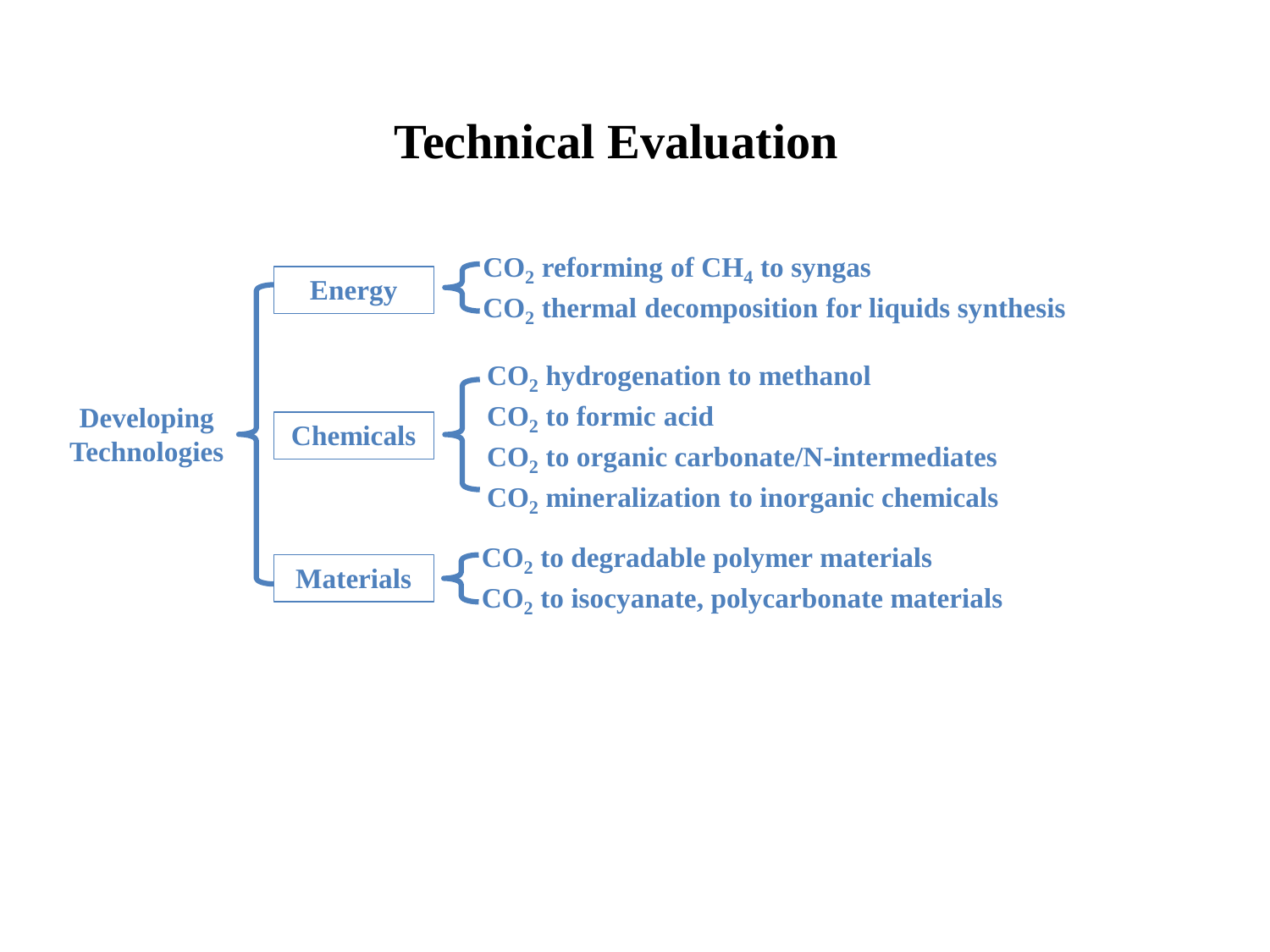# Technical Evaluation

- **Developing Technologies**
  - **Energy**
    - $CO_2$ reforming of $CH_4$ to syngas
    - $CO_2$ thermal decomposition for liquids synthesis
  - **Chemicals**
    - $CO_2$ hydrogenation to methanol
    - $CO_2$ to formic acid
    - $CO_2$ to organic carbonate/N-intermediates
    - $CO_2$ mineralization to inorganic chemicals
  - **Materials**
    - $CO_2$ to degradable polymer materials
    - $CO_2$ to isocyanate, polycarbonate materials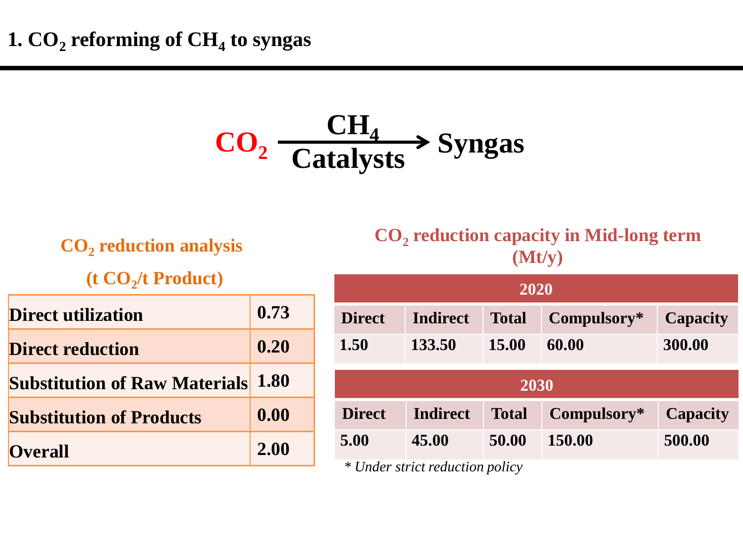# 1. $CO_2$ reforming of $CH_4$ to syngas

$$CO_2 \xrightarrow[\text{Catalysts}]{CH_4} \text{Syngas}$$

**$CO_2$ reduction analysis**

**(t $CO_2$/t Product)**

| | |
|---|---|
| **Direct utilization** | **0.73** |
| **Direct reduction** | **0.20** |
| **Substitution of Raw Materials** | **1.80** |
| **Substitution of Products** | **0.00** |
| **Overall** | **2.00** |

**$CO_2$ reduction capacity in Mid-long term (Mt/y)**

| 2020 | | | | |
|---|---|---|---|---|
| **Direct** | **Indirect** | **Total** | **Compulsory*** | **Capacity** |
| 1.50 | 133.50 | 15.00 | 60.00 | 300.00 |

| 2030 | | | | |
|---|---|---|---|---|
| **Direct** | **Indirect** | **Total** | **Compulsory*** | **Capacity** |
| 5.00 | 45.00 | 50.00 | 150.00 | 500.00 |

*\* Under strict reduction policy*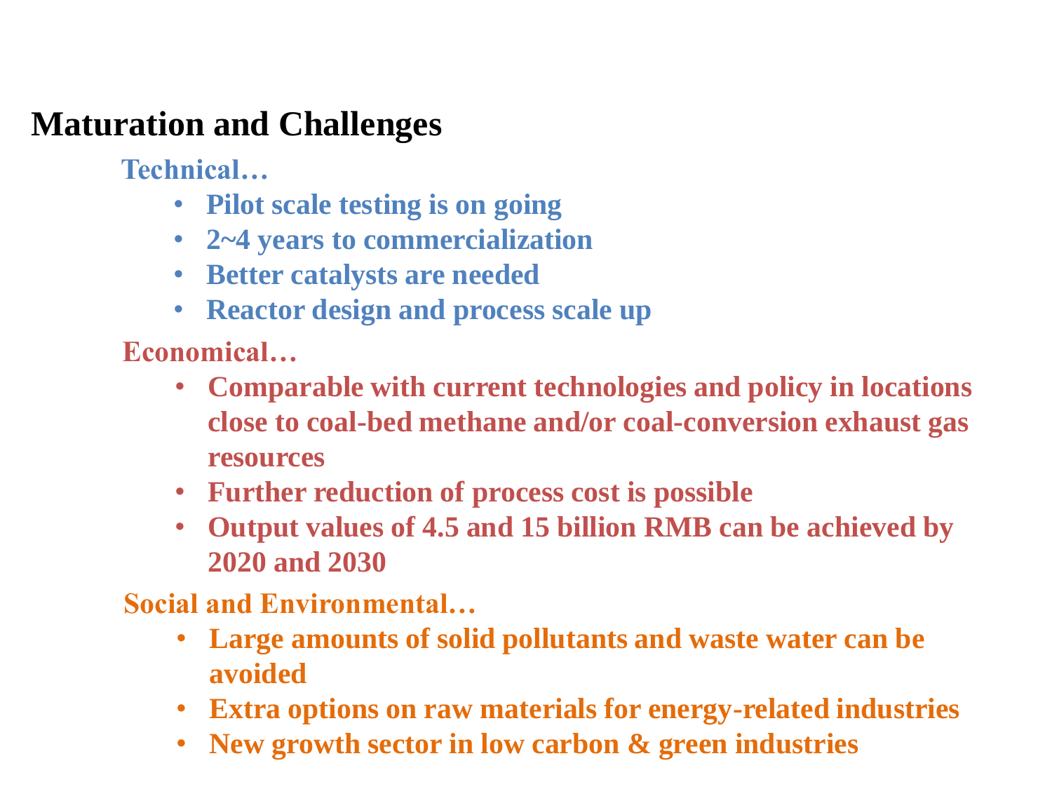## Maturation and Challenges

### Technical…

- **Pilot scale testing is on going**
- **2~4 years to commercialization**
- **Better catalysts are needed**
- **Reactor design and process scale up**

### Economical…

- **Comparable with current technologies and policy in locations close to coal-bed methane and/or coal-conversion exhaust gas resources**
- **Further reduction of process cost is possible**
- **Output values of 4.5 and 15 billion RMB can be achieved by 2020 and 2030**

### Social and Environmental…

- **Large amounts of solid pollutants and waste water can be avoided**
- **Extra options on raw materials for energy-related industries**
- **New growth sector in low carbon & green industries**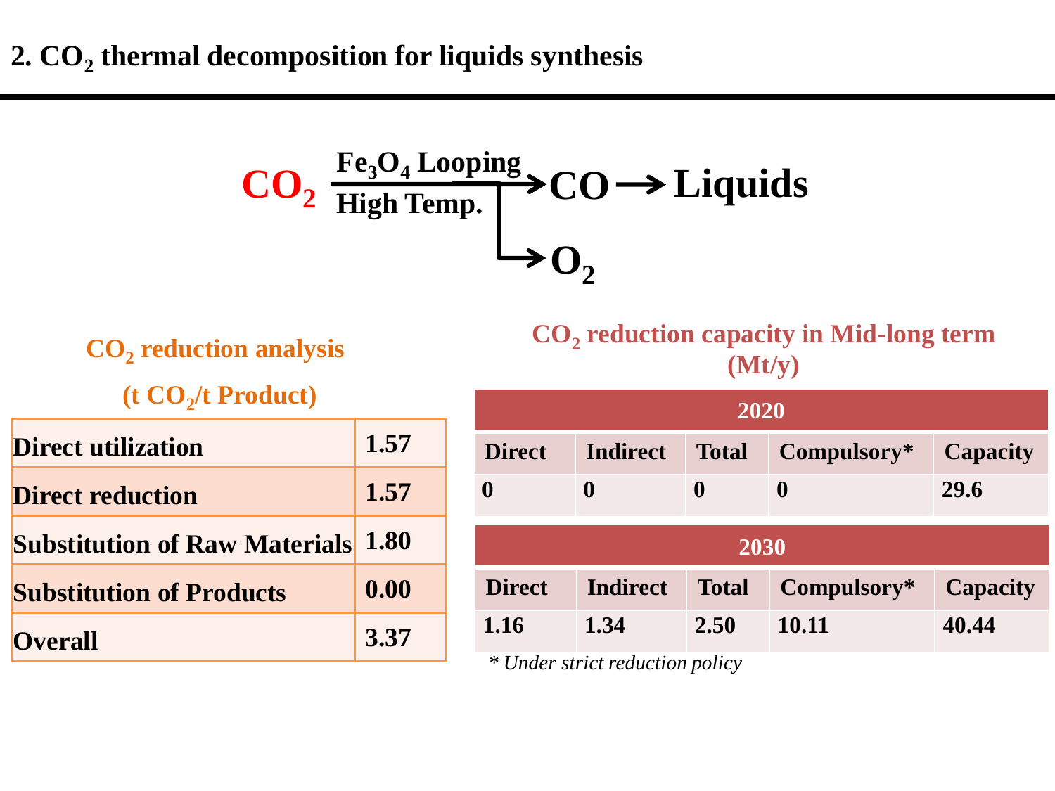## 2. $CO_2$ thermal decomposition for liquids synthesis

$$CO_2 \xrightarrow[\text{High Temp.}]{Fe_3O_4 \text{ Looping}} CO \rightarrow \text{Liquids}$$

$$\rightarrow O_2$$

**$CO_2$ reduction analysis**

**(t $CO_2$/t Product)**

| | |
|---|---|
| Direct utilization | 1.57 |
| Direct reduction | 1.57 |
| Substitution of Raw Materials | 1.80 |
| Substitution of Products | 0.00 |
| Overall | 3.37 |

**$CO_2$ reduction capacity in Mid-long term (Mt/y)**

| 2020 | | | | |
|---|---|---|---|---|
| Direct | Indirect | Total | Compulsory* | Capacity |
| 0 | 0 | 0 | 0 | 29.6 |

| 2030 | | | | |
|---|---|---|---|---|
| Direct | Indirect | Total | Compulsory* | Capacity |
| 1.16 | 1.34 | 2.50 | 10.11 | 40.44 |

*\* Under strict reduction policy*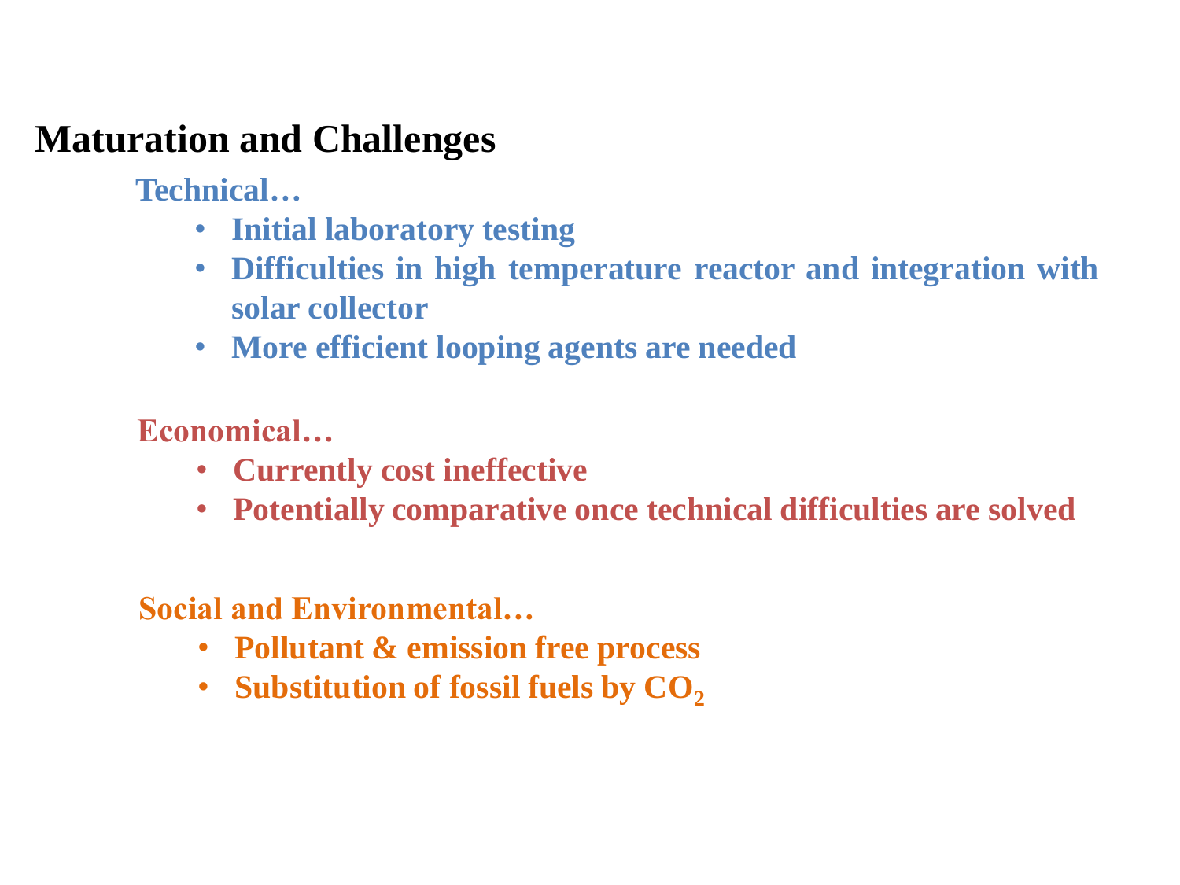## Maturation and Challenges

### Technical…

- Initial laboratory testing
- Difficulties in high temperature reactor and integration with solar collector
- More efficient looping agents are needed

### Economical…

- Currently cost ineffective
- Potentially comparative once technical difficulties are solved

### Social and Environmental…

- Pollutant & emission free process
- Substitution of fossil fuels by $CO_2$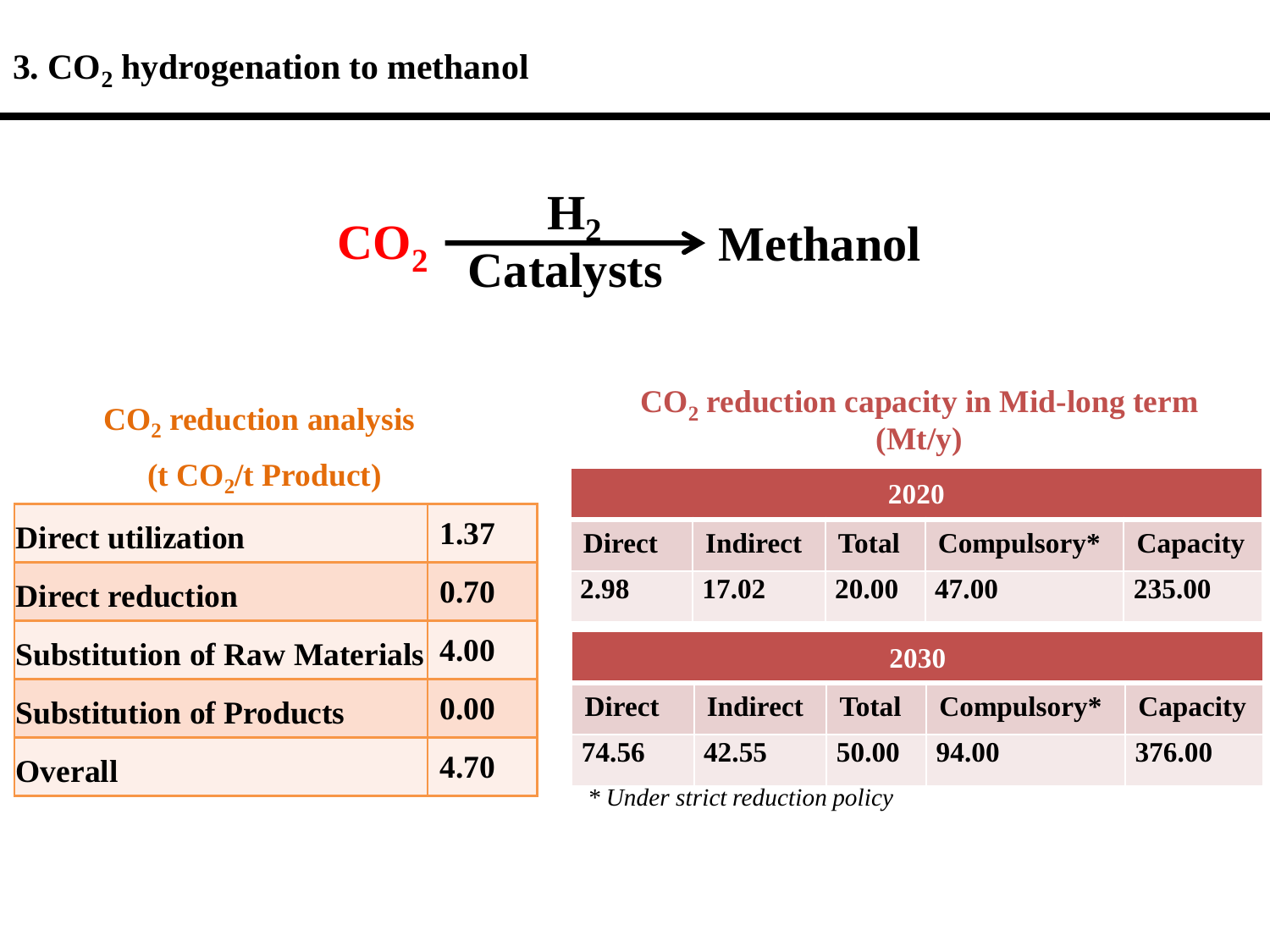# 3. $CO_2$ hydrogenation to methanol

$$CO_2 \xrightarrow[\text{Catalysts}]{H_2} \text{Methanol}$$

**$CO_2$ reduction analysis**

**(t $CO_2$/t Product)**

| | |
|---|---|
| **Direct utilization** | **1.37** |
| **Direct reduction** | **0.70** |
| **Substitution of Raw Materials** | **4.00** |
| **Substitution of Products** | **0.00** |
| **Overall** | **4.70** |

**$CO_2$ reduction capacity in Mid-long term (Mt/y)**

| 2020 | | | | |
|---|---|---|---|---|
| **Direct** | **Indirect** | **Total** | **Compulsory*** | **Capacity** |
| 2.98 | 17.02 | 20.00 | 47.00 | 235.00 |

| 2030 | | | | |
|---|---|---|---|---|
| **Direct** | **Indirect** | **Total** | **Compulsory*** | **Capacity** |
| 74.56 | 42.55 | 50.00 | 94.00 | 376.00 |

*\* Under strict reduction policy*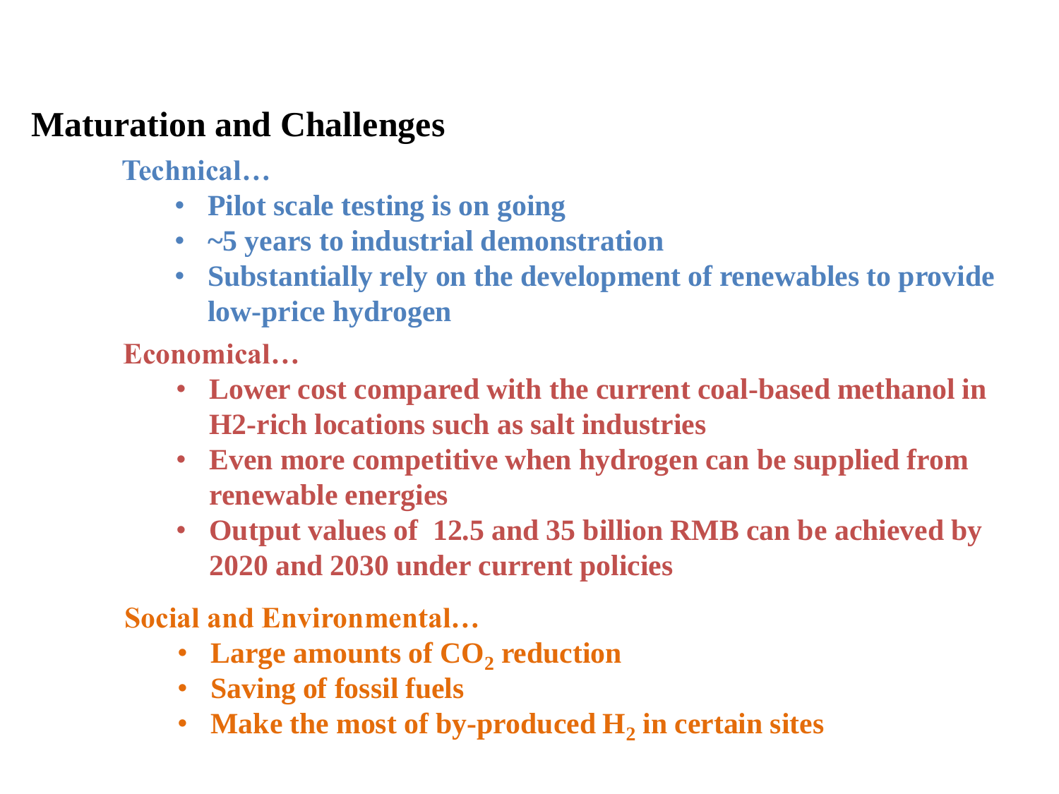## Maturation and Challenges

**Technical…**

- **Pilot scale testing is on going**
- **~5 years to industrial demonstration**
- **Substantially rely on the development of renewables to provide low-price hydrogen**

**Economical…**

- **Lower cost compared with the current coal-based methanol in H2-rich locations such as salt industries**
- **Even more competitive when hydrogen can be supplied from renewable energies**
- **Output values of 12.5 and 35 billion RMB can be achieved by 2020 and 2030 under current policies**

**Social and Environmental…**

- **Large amounts of $CO_2$ reduction**
- **Saving of fossil fuels**
- **Make the most of by-produced $H_2$ in certain sites**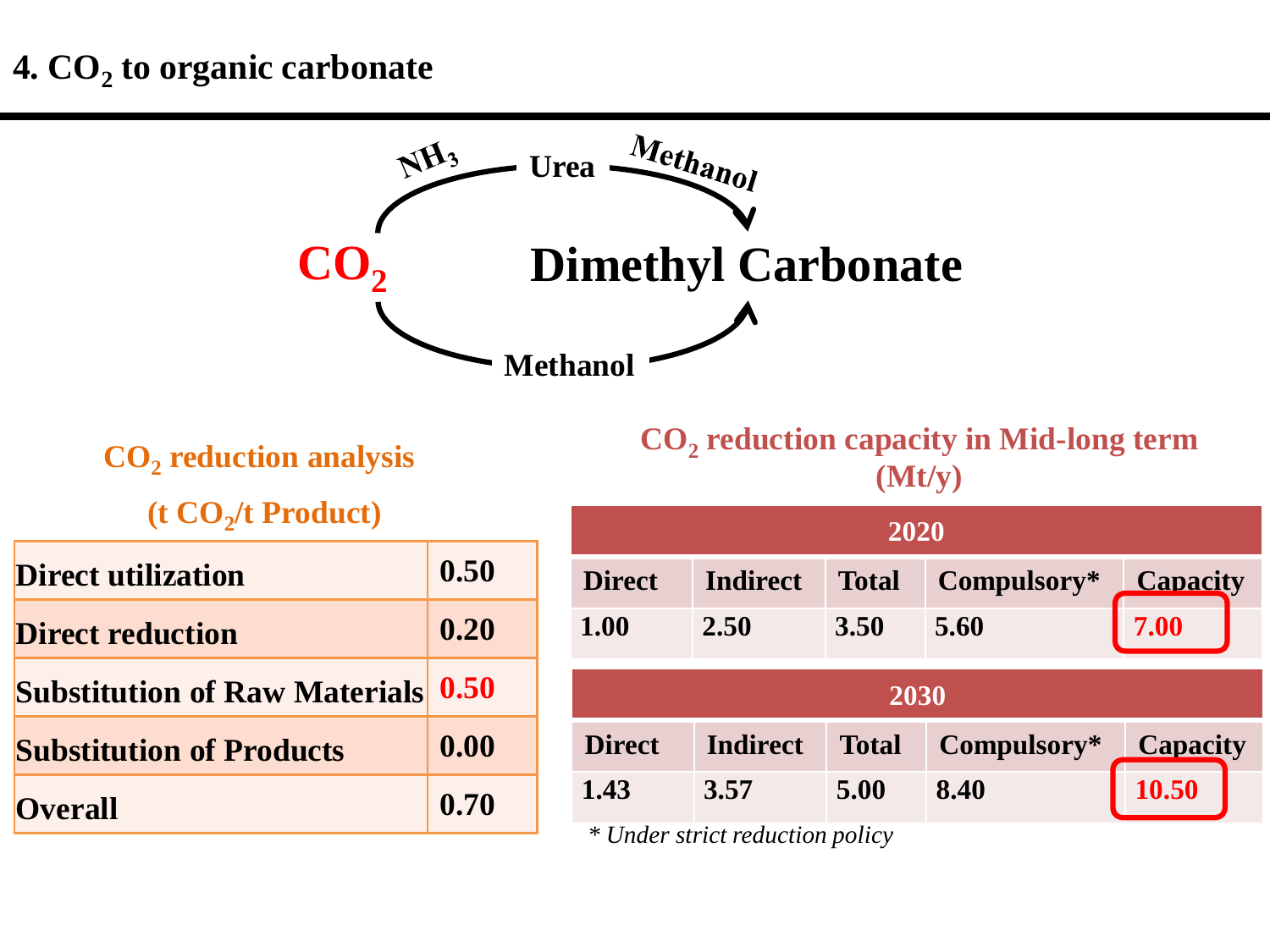# 4. $CO_2$ to organic carbonate

$CO_2$ → ($NH_3$) → Urea → (Methanol) → Dimethyl Carbonate

$CO_2$ → Methanol → Dimethyl Carbonate

**$CO_2$ reduction analysis**

**(t $CO_2$/t Product)**

| | |
|---|---|
| Direct utilization | 0.50 |
| Direct reduction | 0.20 |
| Substitution of Raw Materials | 0.50 |
| Substitution of Products | 0.00 |
| Overall | 0.70 |

**$CO_2$ reduction capacity in Mid-long term (Mt/y)**

| 2020 | | | | |
|---|---|---|---|---|
| Direct | Indirect | Total | Compulsory* | Capacity |
| 1.00 | 2.50 | 3.50 | 5.60 | 7.00 |

| 2030 | | | | |
|---|---|---|---|---|
| Direct | Indirect | Total | Compulsory* | Capacity |
| 1.43 | 3.57 | 5.00 | 8.40 | 10.50 |

*\* Under strict reduction policy*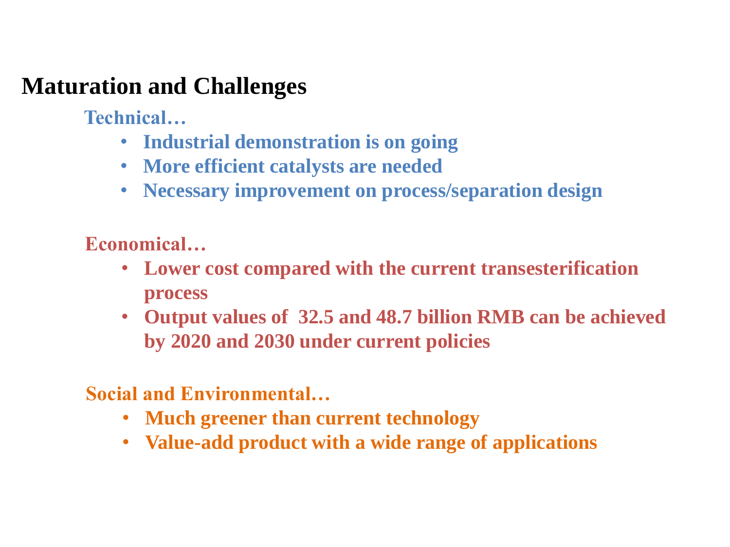## Maturation and Challenges

**Technical…**

- **Industrial demonstration is on going**
- **More efficient catalysts are needed**
- **Necessary improvement on process/separation design**

**Economical…**

- **Lower cost compared with the current transesterification process**
- **Output values of 32.5 and 48.7 billion RMB can be achieved by 2020 and 2030 under current policies**

**Social and Environmental…**

- **Much greener than current technology**
- **Value-add product with a wide range of applications**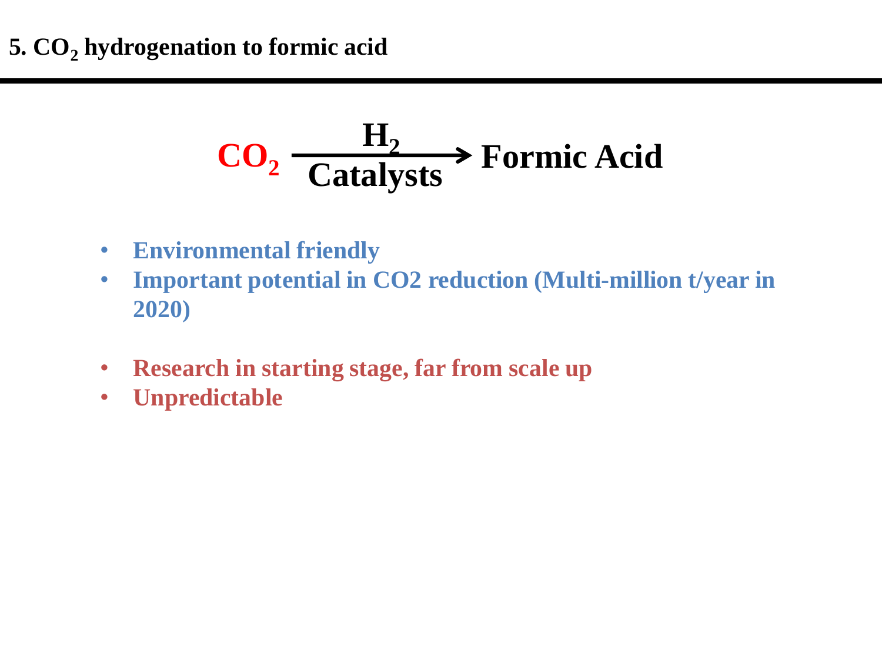## 5. $CO_2$ hydrogenation to formic acid

$$CO_2 \xrightarrow[\text{Catalysts}]{H_2} \text{Formic Acid}$$

- **Environmental friendly**
- **Important potential in CO2 reduction (Multi-million t/year in 2020)**

- **Research in starting stage, far from scale up**
- **Unpredictable**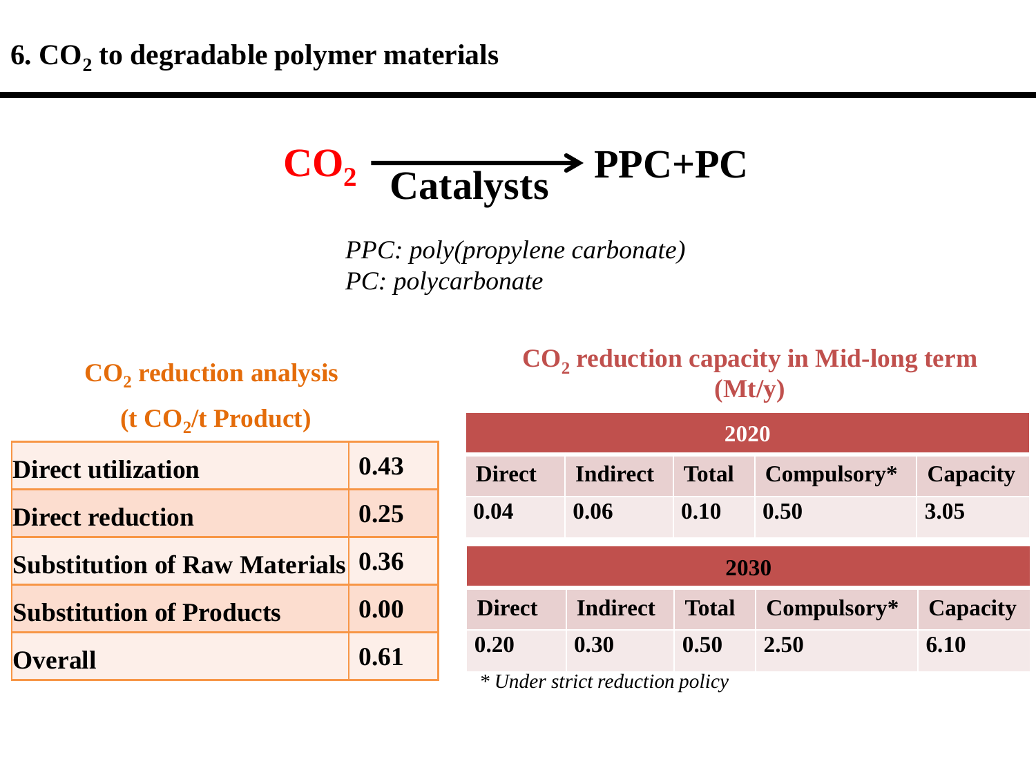# 6. $CO_2$ to degradable polymer materials

$$CO_2 \xrightarrow{\text{Catalysts}} \text{PPC+PC}$$

*PPC: poly(propylene carbonate)*
*PC: polycarbonate*

**$CO_2$ reduction analysis**

**(t $CO_2$/t Product)**

| | |
|---|---|
| **Direct utilization** | **0.43** |
| **Direct reduction** | **0.25** |
| **Substitution of Raw Materials** | **0.36** |
| **Substitution of Products** | **0.00** |
| **Overall** | **0.61** |

**$CO_2$ reduction capacity in Mid-long term (Mt/y)**

| **2020** | | | | |
|---|---|---|---|---|
| **Direct** | **Indirect** | **Total** | **Compulsory*** | **Capacity** |
| **0.04** | **0.06** | **0.10** | **0.50** | **3.05** |

| **2030** | | | | |
|---|---|---|---|---|
| **Direct** | **Indirect** | **Total** | **Compulsory*** | **Capacity** |
| **0.20** | **0.30** | **0.50** | **2.50** | **6.10** |

*\* Under strict reduction policy*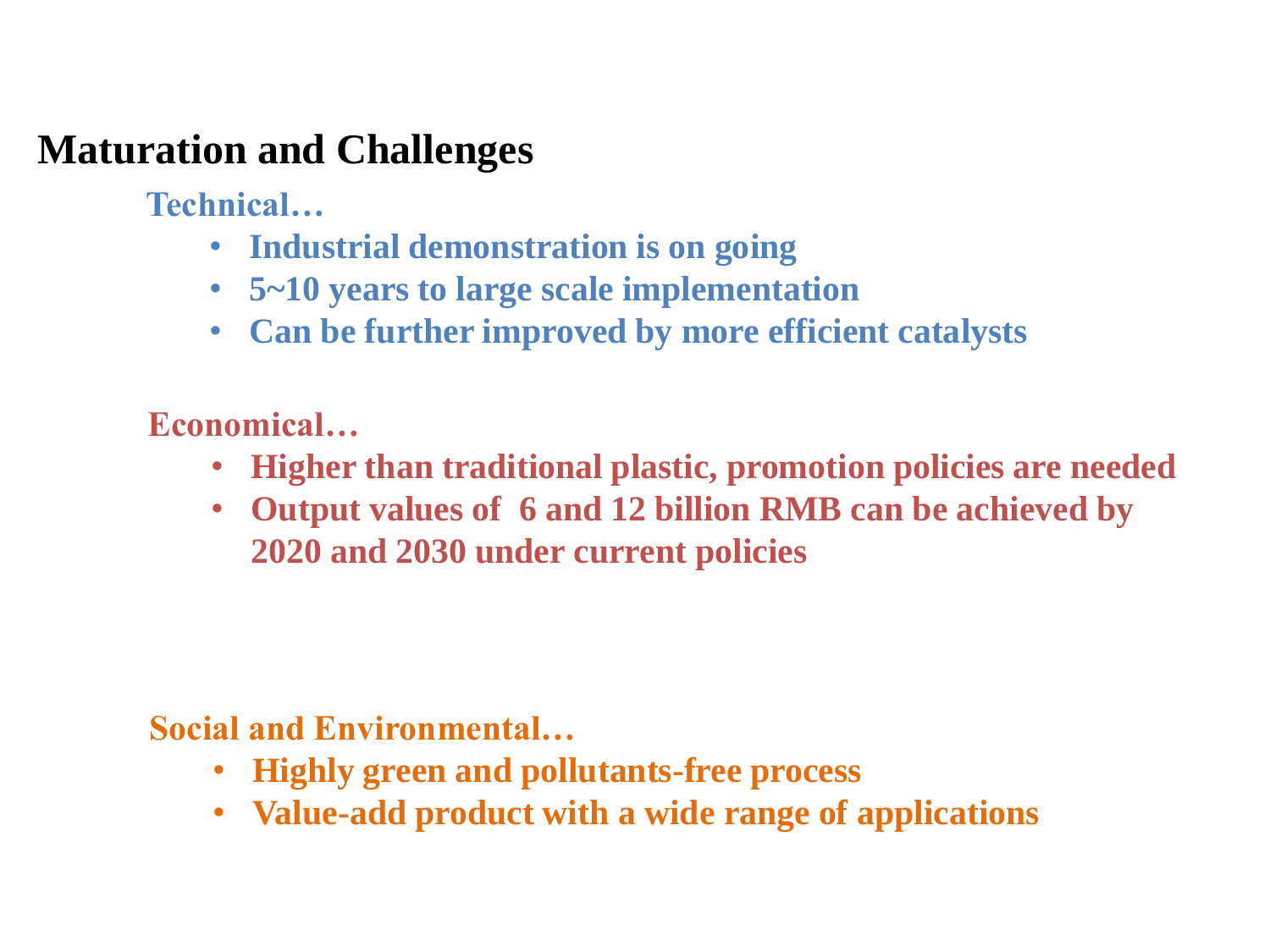## Maturation and Challenges

**Technical…**

- **Industrial demonstration is on going**
- **5~10 years to large scale implementation**
- **Can be further improved by more efficient catalysts**

**Economical…**

- **Higher than traditional plastic, promotion policies are needed**
- **Output values of  6 and 12 billion RMB can be achieved by 2020 and 2030 under current policies**

**Social and Environmental…**

- **Highly green and pollutants-free process**
- **Value-add product with a wide range of applications**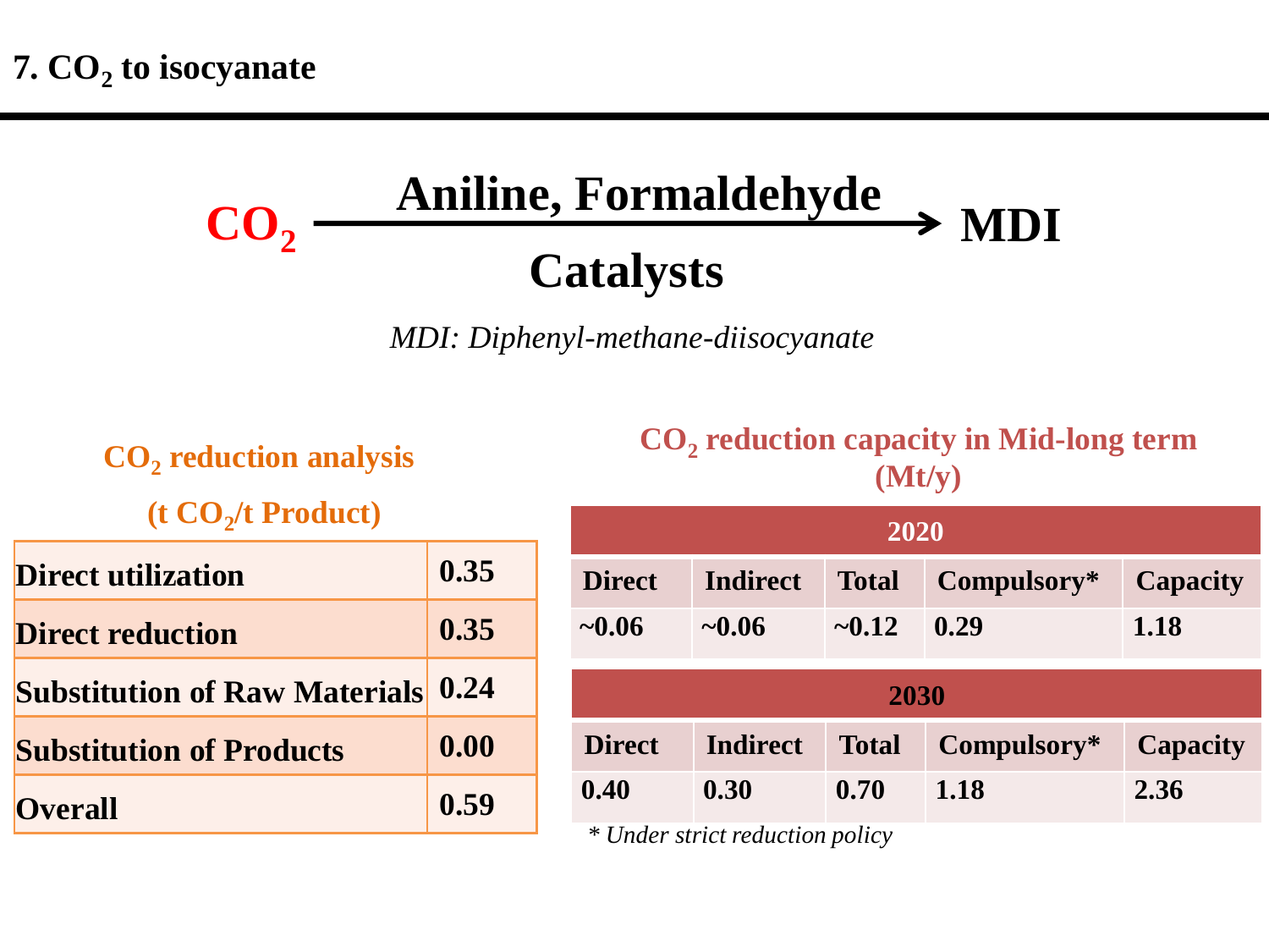# 7. $CO_2$ to isocyanate

$$CO_2 \xrightarrow[\text{Catalysts}]{\text{Aniline, Formaldehyde}} \text{MDI}$$

*MDI: Diphenyl-methane-diisocyanate*

**$CO_2$ reduction analysis**

**(t $CO_2$/t Product)**

| | |
|---|---|
| **Direct utilization** | **0.35** |
| **Direct reduction** | **0.35** |
| **Substitution of Raw Materials** | **0.24** |
| **Substitution of Products** | **0.00** |
| **Overall** | **0.59** |

**$CO_2$ reduction capacity in Mid-long term (Mt/y)**

| **2020** | | | | |
|---|---|---|---|---|
| **Direct** | **Indirect** | **Total** | **Compulsory*** | **Capacity** |
| **~0.06** | **~0.06** | **~0.12** | **0.29** | **1.18** |

| **2030** | | | | |
|---|---|---|---|---|
| **Direct** | **Indirect** | **Total** | **Compulsory*** | **Capacity** |
| **0.40** | **0.30** | **0.70** | **1.18** | **2.36** |

*\* Under strict reduction policy*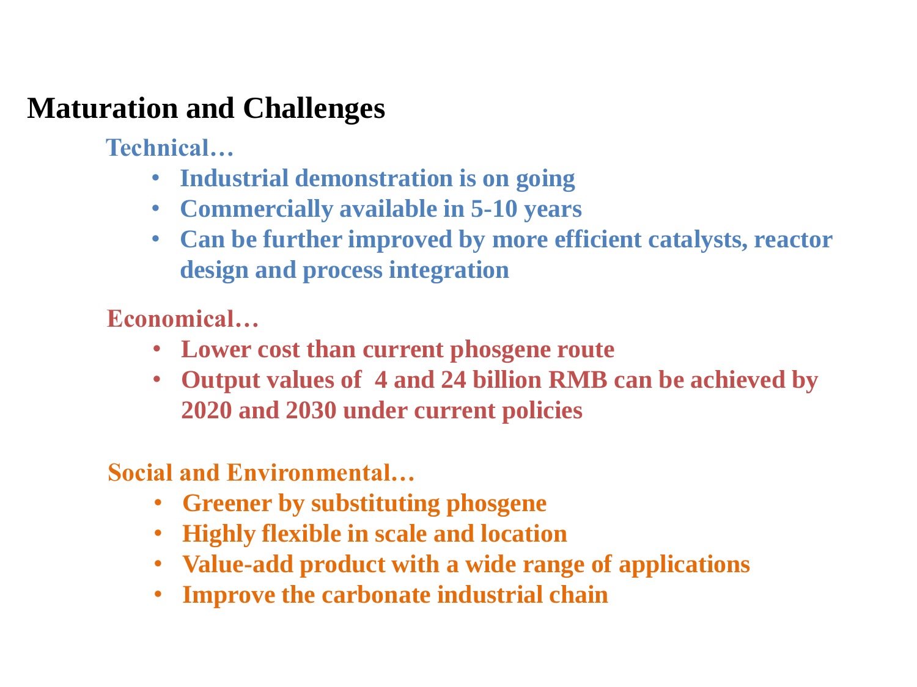# Maturation and Challenges

**Technical…**

- **Industrial demonstration is on going**
- **Commercially available in 5-10 years**
- **Can be further improved by more efficient catalysts, reactor design and process integration**

**Economical…**

- **Lower cost than current phosgene route**
- **Output values of 4 and 24 billion RMB can be achieved by 2020 and 2030 under current policies**

**Social and Environmental…**

- **Greener by substituting phosgene**
- **Highly flexible in scale and location**
- **Value-add product with a wide range of applications**
- **Improve the carbonate industrial chain**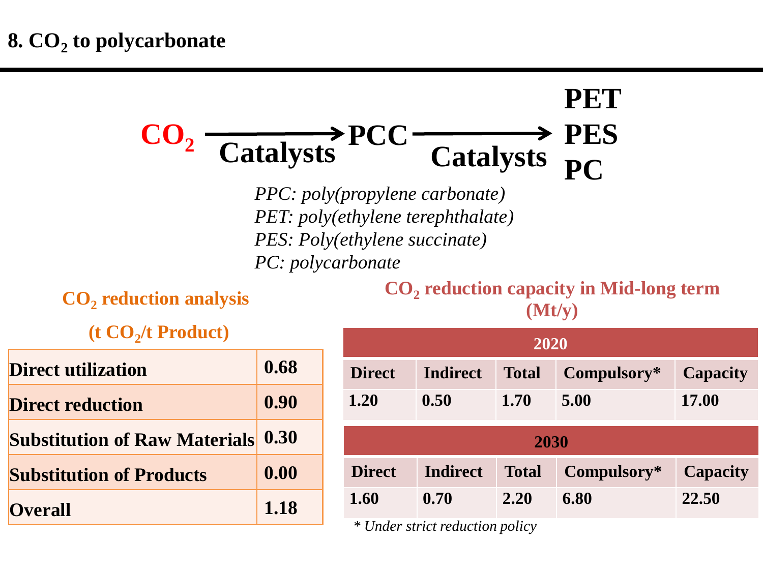# 8. $CO_2$ to polycarbonate

$$CO_2 \xrightarrow{\text{Catalysts}} \text{PCC} \xrightarrow{\text{Catalysts}} \text{PET, PES, PC}$$

*PPC: poly(propylene carbonate)*
*PET: poly(ethylene terephthalate)*
*PES: Poly(ethylene succinate)*
*PC: polycarbonate*

**$CO_2$ reduction analysis**

**(t $CO_2$/t Product)**

| | |
|---|---|
| **Direct utilization** | **0.68** |
| **Direct reduction** | **0.90** |
| **Substitution of Raw Materials** | **0.30** |
| **Substitution of Products** | **0.00** |
| **Overall** | **1.18** |

**$CO_2$ reduction capacity in Mid-long term (Mt/y)**

| 2020 | | | | |
|---|---|---|---|---|
| **Direct** | **Indirect** | **Total** | **Compulsory*** | **Capacity** |
| **1.20** | **0.50** | **1.70** | **5.00** | **17.00** |

| 2030 | | | | |
|---|---|---|---|---|
| **Direct** | **Indirect** | **Total** | **Compulsory*** | **Capacity** |
| **1.60** | **0.70** | **2.20** | **6.80** | **22.50** |

*\* Under strict reduction policy*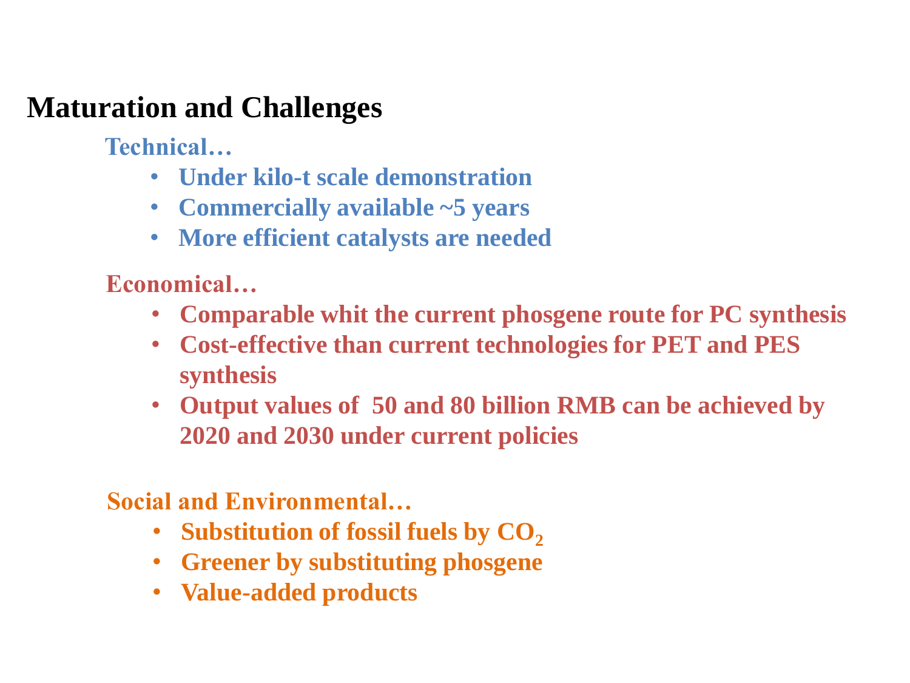## Maturation and Challenges

**Technical…**

- **Under kilo-t scale demonstration**
- **Commercially available ~5 years**
- **More efficient catalysts are needed**

**Economical…**

- **Comparable whit the current phosgene route for PC synthesis**
- **Cost-effective than current technologies for PET and PES synthesis**
- **Output values of 50 and 80 billion RMB can be achieved by 2020 and 2030 under current policies**

**Social and Environmental…**

- **Substitution of fossil fuels by $CO_2$**
- **Greener by substituting phosgene**
- **Value-added products**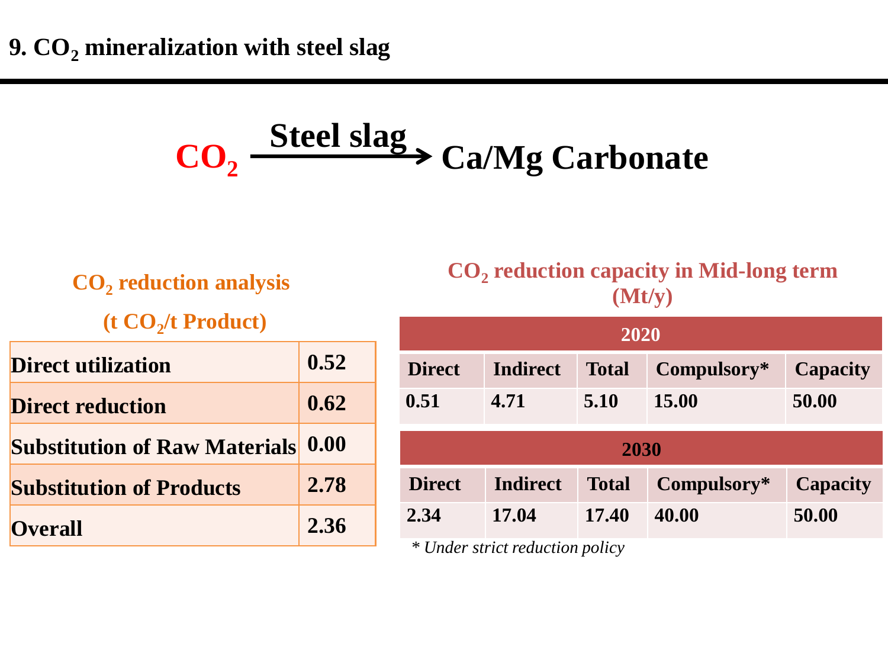# 9. $CO_2$ mineralization with steel slag

$$CO_2 \xrightarrow{\text{Steel slag}} \text{Ca/Mg Carbonate}$$

**$CO_2$ reduction analysis**

**(t $CO_2$/t Product)**

| | |
|---|---|
| **Direct utilization** | **0.52** |
| **Direct reduction** | **0.62** |
| **Substitution of Raw Materials** | **0.00** |
| **Substitution of Products** | **2.78** |
| **Overall** | **2.36** |

**$CO_2$ reduction capacity in Mid-long term (Mt/y)**

| **2020** | | | | |
|---|---|---|---|---|
| **Direct** | **Indirect** | **Total** | **Compulsory*** | **Capacity** |
| **0.51** | **4.71** | **5.10** | **15.00** | **50.00** |

| **2030** | | | | |
|---|---|---|---|---|
| **Direct** | **Indirect** | **Total** | **Compulsory*** | **Capacity** |
| **2.34** | **17.04** | **17.40** | **40.00** | **50.00** |

*\* Under strict reduction policy*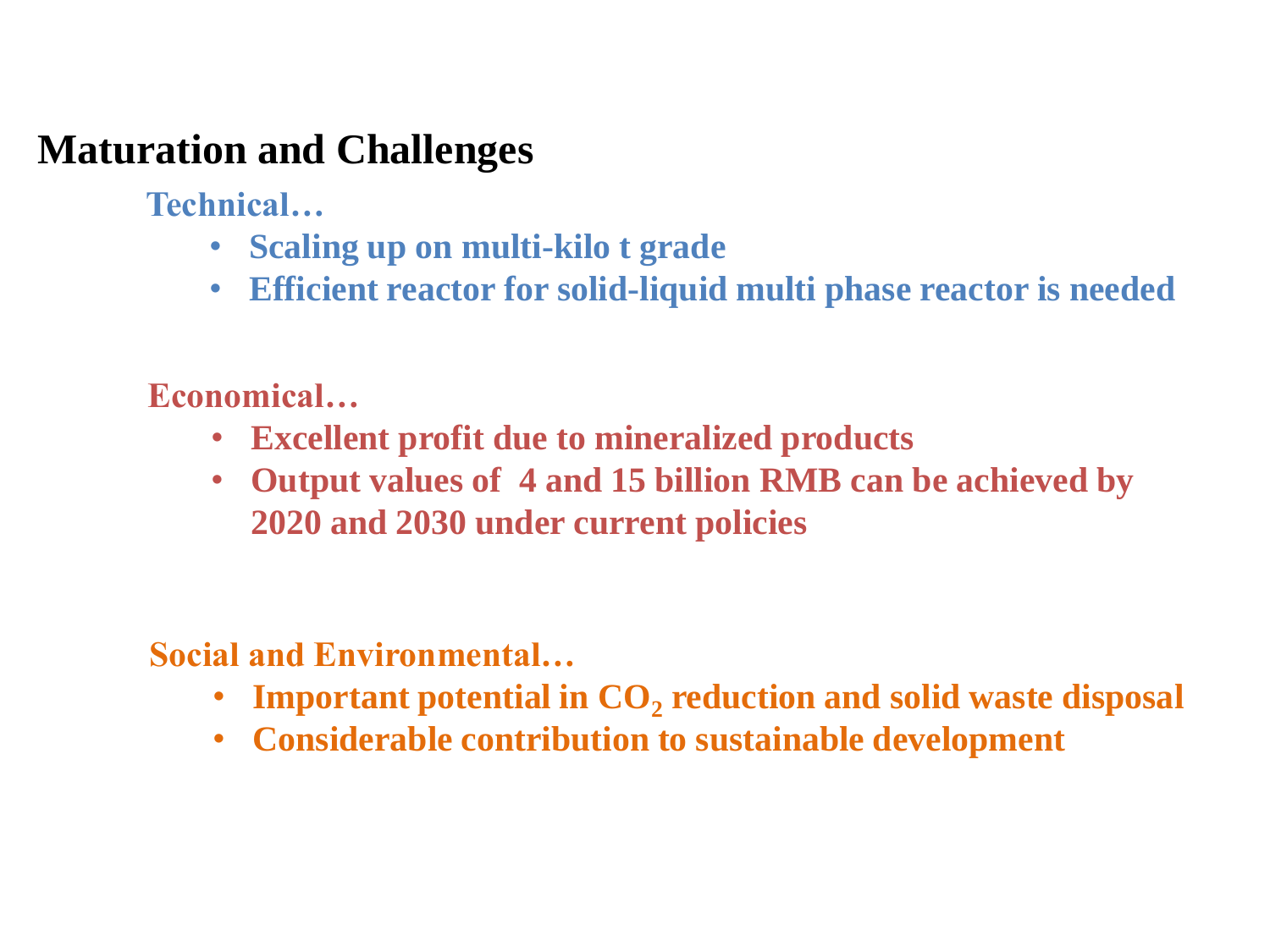# Maturation and Challenges

**Technical…**

- **Scaling up on multi-kilo t grade**
- **Efficient reactor for solid-liquid multi phase reactor is needed**

**Economical…**

- **Excellent profit due to mineralized products**
- **Output values of 4 and 15 billion RMB can be achieved by 2020 and 2030 under current policies**

**Social and Environmental…**

- **Important potential in $CO_2$ reduction and solid waste disposal**
- **Considerable contribution to sustainable development**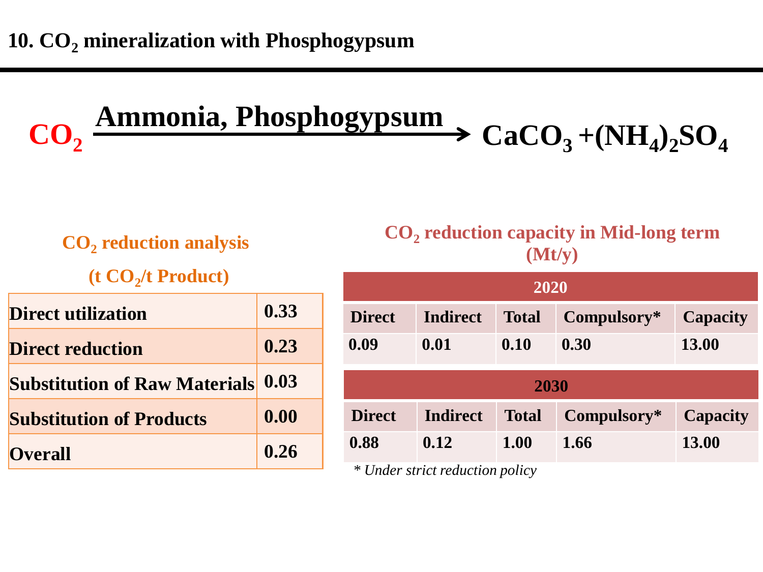# 10. $CO_2$ mineralization with Phosphogypsum

$$CO_2 \xrightarrow{\text{Ammonia, Phosphogypsum}} CaCO_3 + (NH_4)_2SO_4$$

**$CO_2$ reduction analysis**

**(t $CO_2$/t Product)**

| | |
|---|---|
| Direct utilization | 0.33 |
| Direct reduction | 0.23 |
| Substitution of Raw Materials | 0.03 |
| Substitution of Products | 0.00 |
| Overall | 0.26 |

**$CO_2$ reduction capacity in Mid-long term (Mt/y)**

| 2020 | | | | |
|---|---|---|---|---|
| Direct | Indirect | Total | Compulsory* | Capacity |
| 0.09 | 0.01 | 0.10 | 0.30 | 13.00 |

| 2030 | | | | |
|---|---|---|---|---|
| Direct | Indirect | Total | Compulsory* | Capacity |
| 0.88 | 0.12 | 1.00 | 1.66 | 13.00 |

*\* Under strict reduction policy*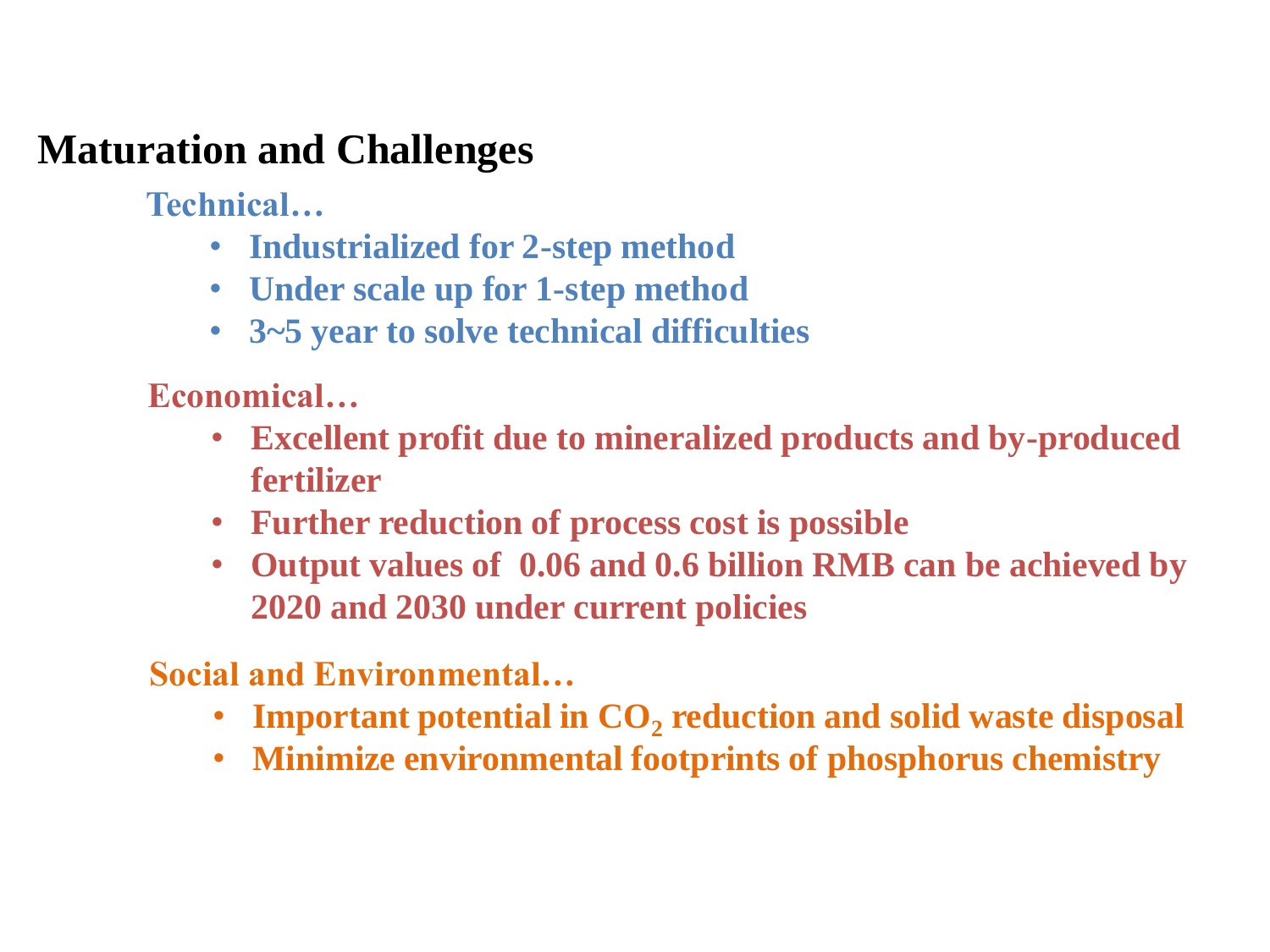## Maturation and Challenges

**Technical…**

- **Industrialized for 2-step method**
- **Under scale up for 1-step method**
- **3~5 year to solve technical difficulties**

**Economical…**

- **Excellent profit due to mineralized products and by-produced fertilizer**
- **Further reduction of process cost is possible**
- **Output values of 0.06 and 0.6 billion RMB can be achieved by 2020 and 2030 under current policies**

**Social and Environmental…**

- **Important potential in $CO_2$ reduction and solid waste disposal**
- **Minimize environmental footprints of phosphorus chemistry**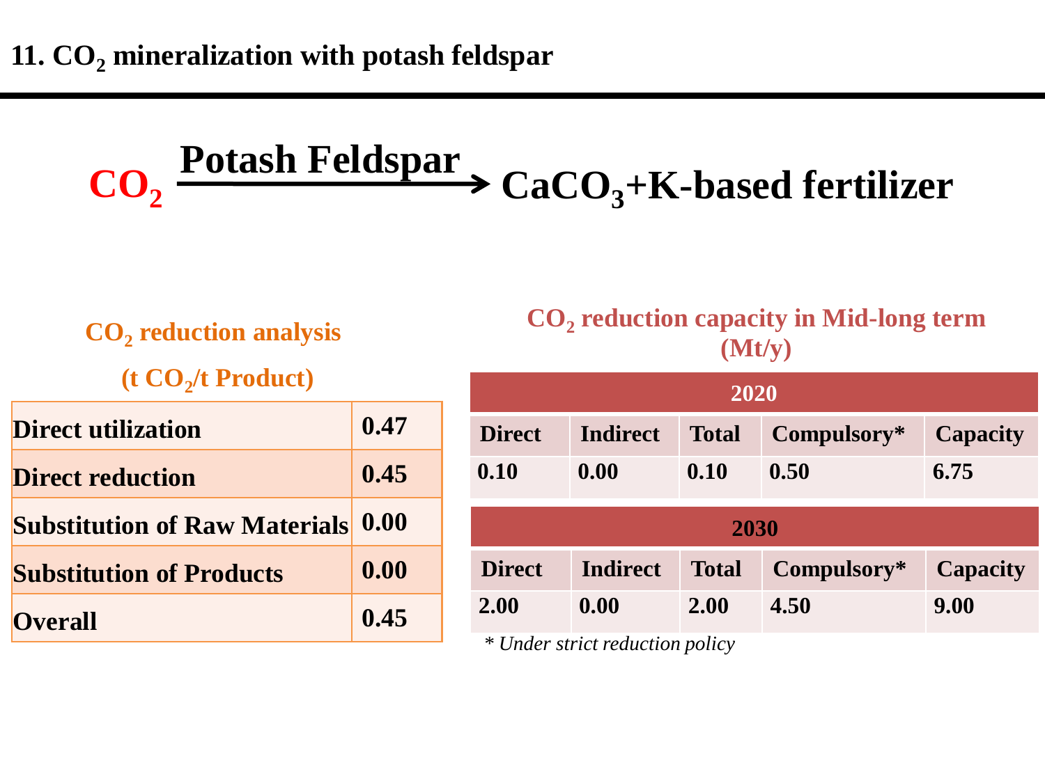# 11. $CO_2$ mineralization with potash feldspar

$$CO_2 \xrightarrow{\text{Potash Feldspar}} CaCO_3\text{+K-based fertilizer}$$

**$CO_2$ reduction analysis**

**(t $CO_2$/t Product)**

| | |
|---|---|
| **Direct utilization** | **0.47** |
| **Direct reduction** | **0.45** |
| **Substitution of Raw Materials** | **0.00** |
| **Substitution of Products** | **0.00** |
| **Overall** | **0.45** |

**$CO_2$ reduction capacity in Mid-long term (Mt/y)**

| **2020** | | | | |
|---|---|---|---|---|
| **Direct** | **Indirect** | **Total** | **Compulsory*** | **Capacity** |
| **0.10** | **0.00** | **0.10** | **0.50** | **6.75** |

| **2030** | | | | |
|---|---|---|---|---|
| **Direct** | **Indirect** | **Total** | **Compulsory*** | **Capacity** |
| **2.00** | **0.00** | **2.00** | **4.50** | **9.00** |

*\* Under strict reduction policy*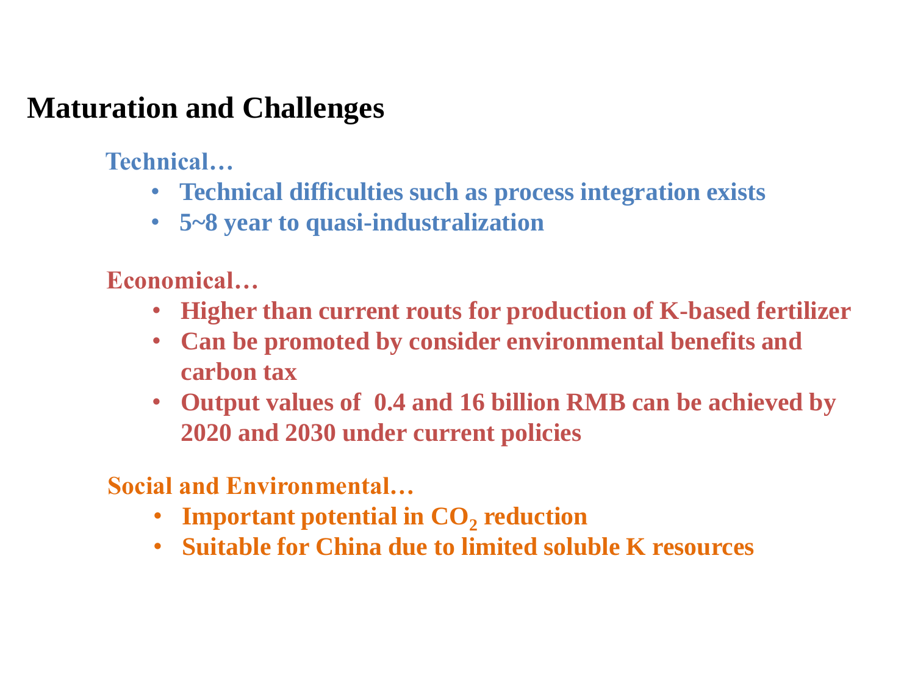## Maturation and Challenges

**Technical…**

- **Technical difficulties such as process integration exists**
- **5~8 year to quasi-industralization**

**Economical…**

- **Higher than current routs for production of K-based fertilizer**
- **Can be promoted by consider environmental benefits and carbon tax**
- **Output values of 0.4 and 16 billion RMB can be achieved by 2020 and 2030 under current policies**

**Social and Environmental…**

- **Important potential in $CO_2$ reduction**
- **Suitable for China due to limited soluble K resources**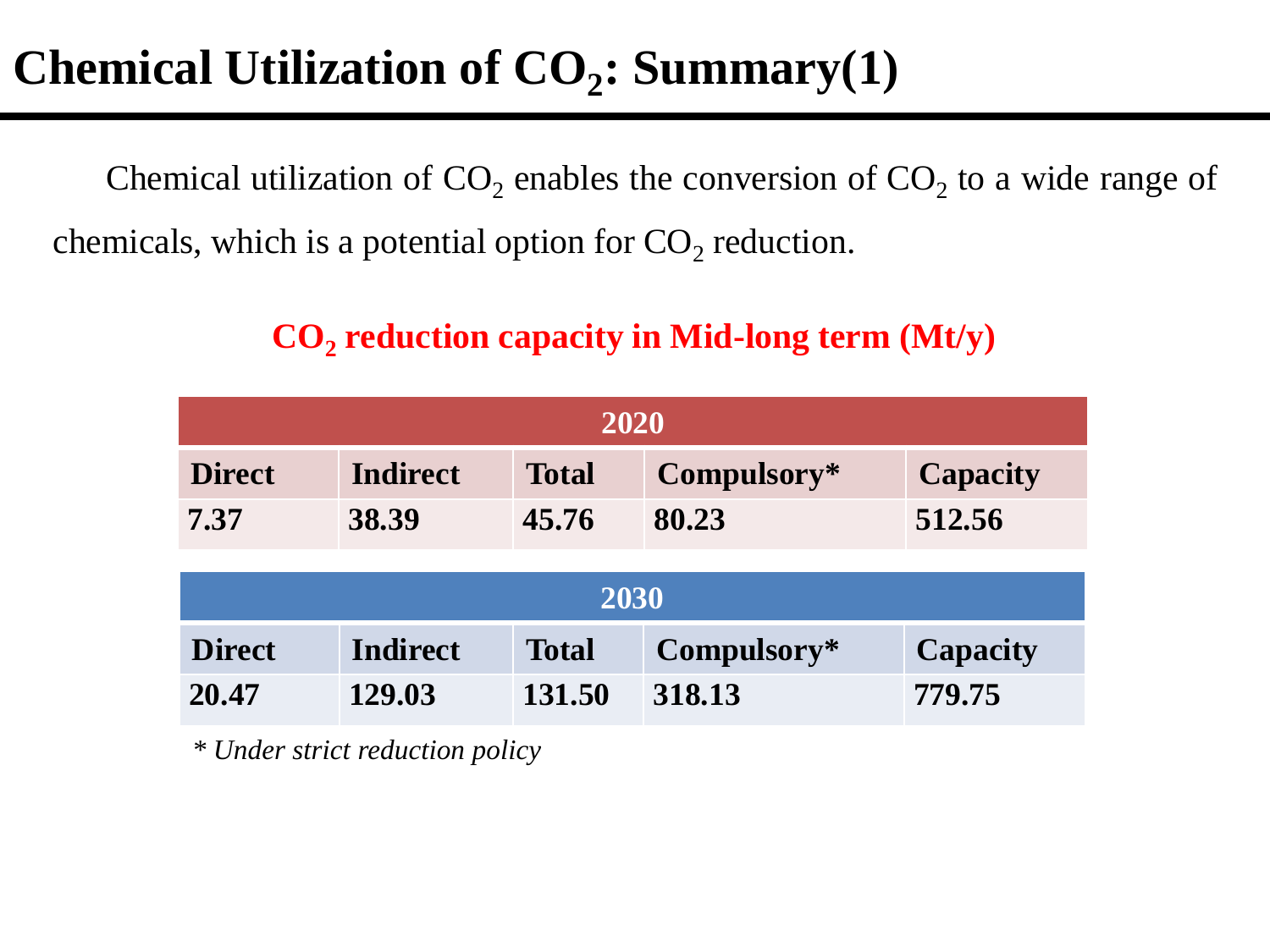# Chemical Utilization of $CO_2$: Summary(1)

Chemical utilization of $CO_2$ enables the conversion of $CO_2$ to a wide range of chemicals, which is a potential option for $CO_2$ reduction.

**$CO_2$ reduction capacity in Mid-long term (Mt/y)**

| 2020 | | | | |
|---|---|---|---|---|
| **Direct** | **Indirect** | **Total** | **Compulsory*** | **Capacity** |
| **7.37** | **38.39** | **45.76** | **80.23** | **512.56** |

| 2030 | | | | |
|---|---|---|---|---|
| **Direct** | **Indirect** | **Total** | **Compulsory*** | **Capacity** |
| **20.47** | **129.03** | **131.50** | **318.13** | **779.75** |

*\* Under strict reduction policy*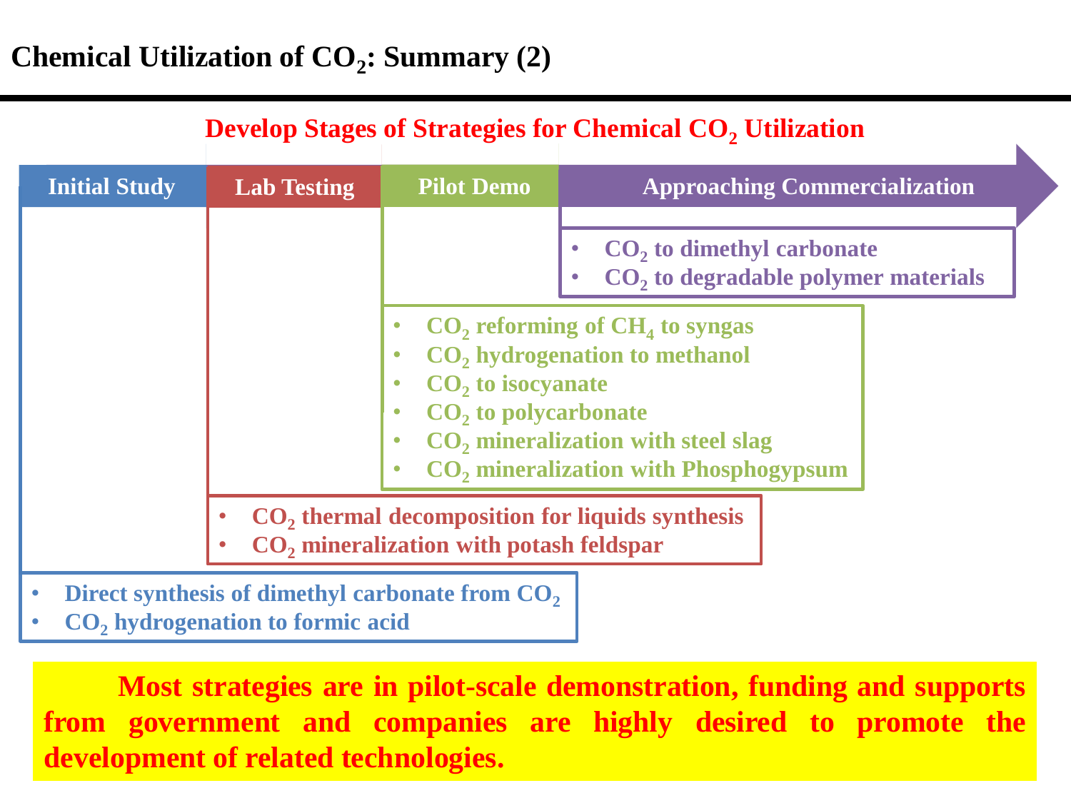# Chemical Utilization of $CO_2$: Summary (2)

## Develop Stages of Strategies for Chemical $CO_2$ Utilization

**Initial Study → Lab Testing → Pilot Demo → Approaching Commercialization**

### Approaching Commercialization

- $CO_2$ to dimethyl carbonate
- $CO_2$ to degradable polymer materials

### Pilot Demo

- $CO_2$ reforming of $CH_4$ to syngas
- $CO_2$ hydrogenation to methanol
- $CO_2$ to isocyanate
- $CO_2$ to polycarbonate
- $CO_2$ mineralization with steel slag
- $CO_2$ mineralization with Phosphogypsum

### Lab Testing

- $CO_2$ thermal decomposition for liquids synthesis
- $CO_2$ mineralization with potash feldspar

### Initial Study

- Direct synthesis of dimethyl carbonate from $CO_2$
- $CO_2$ hydrogenation to formic acid

**Most strategies are in pilot-scale demonstration, funding and supports from government and companies are highly desired to promote the development of related technologies.**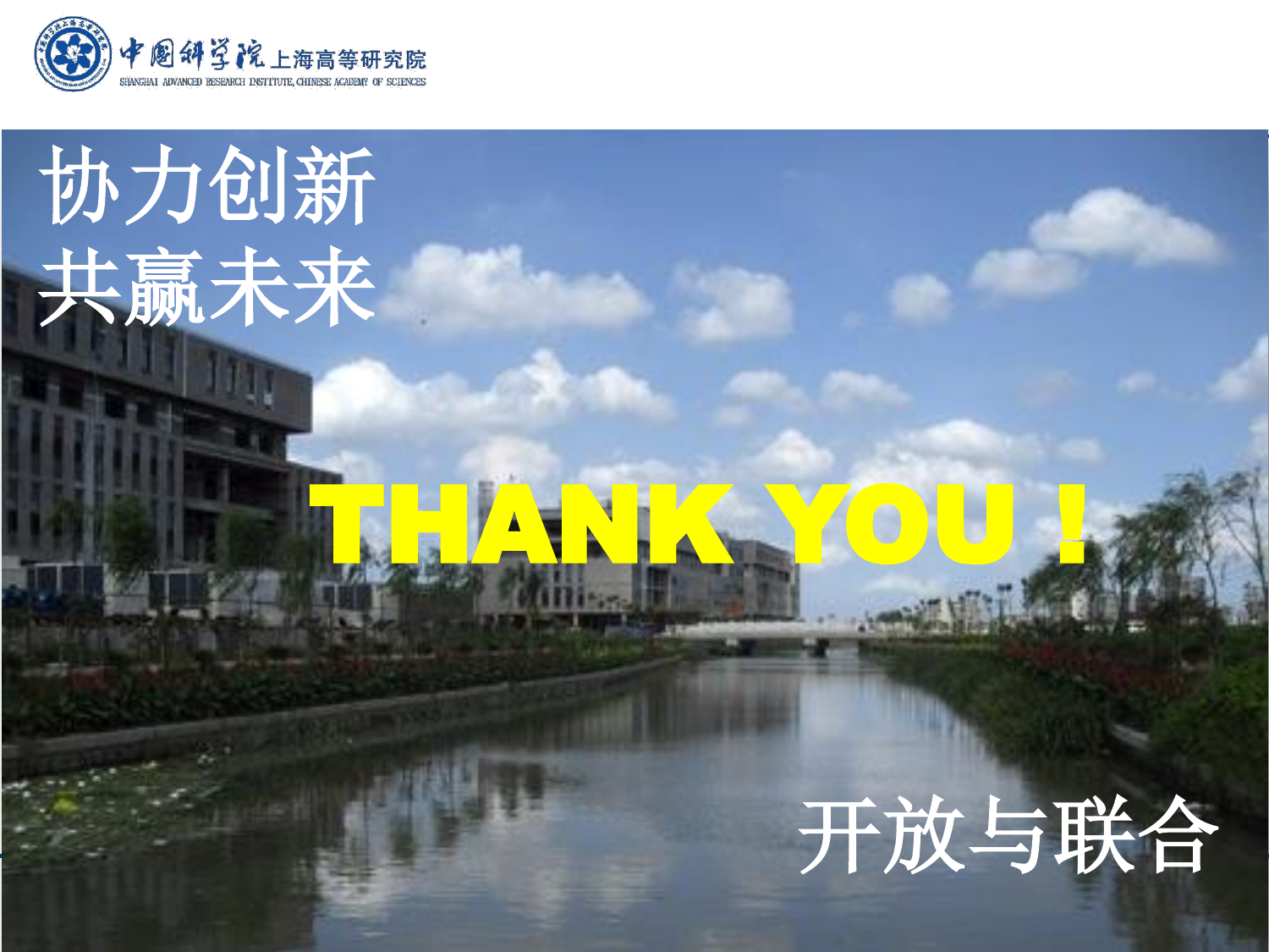中国科学院上海高等研究院

SHANGHAI ADVANCED RESEARCH INSTITUTE, CHINESE ACADEMY OF SCIENCES

协力创新

共赢未来

THANK YOU！

开放与联合